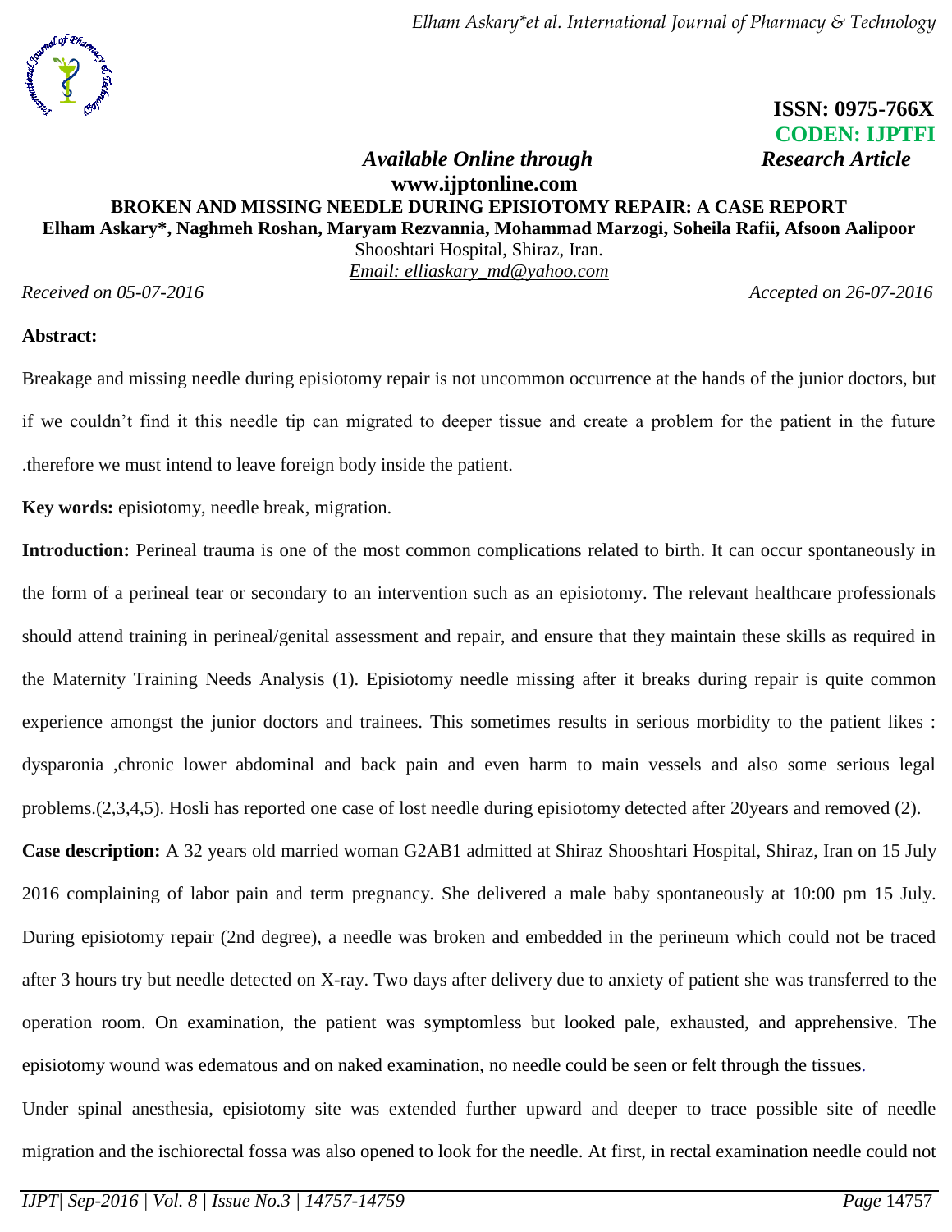ISSN: 0975-766X
CODEN: IJPTFI

*Available Online through* *Research Article*

**www.ijptonline.com**

# BROKEN AND MISSING NEEDLE DURING EPISIOTOMY REPAIR: A CASE REPORT

**Elham Askary*, Naghmeh Roshan, Maryam Rezvannia, Mohammad Marzogi, Soheila Rafii, Afsoon Aalipoor**

Shooshtari Hospital, Shiraz, Iran.

*Email: elliaskary_md@yahoo.com*

*Received on 05-07-2016* *Accepted on 26-07-2016*

**Abstract:**

Breakage and missing needle during episiotomy repair is not uncommon occurrence at the hands of the junior doctors, but if we couldn't find it this needle tip can migrated to deeper tissue and create a problem for the patient in the future .therefore we must intend to leave foreign body inside the patient.

**Key words:** episiotomy, needle break, migration.

**Introduction:** Perineal trauma is one of the most common complications related to birth. It can occur spontaneously in the form of a perineal tear or secondary to an intervention such as an episiotomy. The relevant healthcare professionals should attend training in perineal/genital assessment and repair, and ensure that they maintain these skills as required in the Maternity Training Needs Analysis (1). Episiotomy needle missing after it breaks during repair is quite common experience amongst the junior doctors and trainees. This sometimes results in serious morbidity to the patient likes : dysparonia ,chronic lower abdominal and back pain and even harm to main vessels and also some serious legal problems.(2,3,4,5). Hosli has reported one case of lost needle during episiotomy detected after 20years and removed (2).

**Case description:** A 32 years old married woman G2AB1 admitted at Shiraz Shooshtari Hospital, Shiraz, Iran on 15 July 2016 complaining of labor pain and term pregnancy. She delivered a male baby spontaneously at 10:00 pm 15 July. During episiotomy repair (2nd degree), a needle was broken and embedded in the perineum which could not be traced after 3 hours try but needle detected on X-ray. Two days after delivery due to anxiety of patient she was transferred to the operation room. On examination, the patient was symptomless but looked pale, exhausted, and apprehensive. The episiotomy wound was edematous and on naked examination, no needle could be seen or felt through the tissues.

Under spinal anesthesia, episiotomy site was extended further upward and deeper to trace possible site of needle migration and the ischiorectal fossa was also opened to look for the needle. At first, in rectal examination needle could not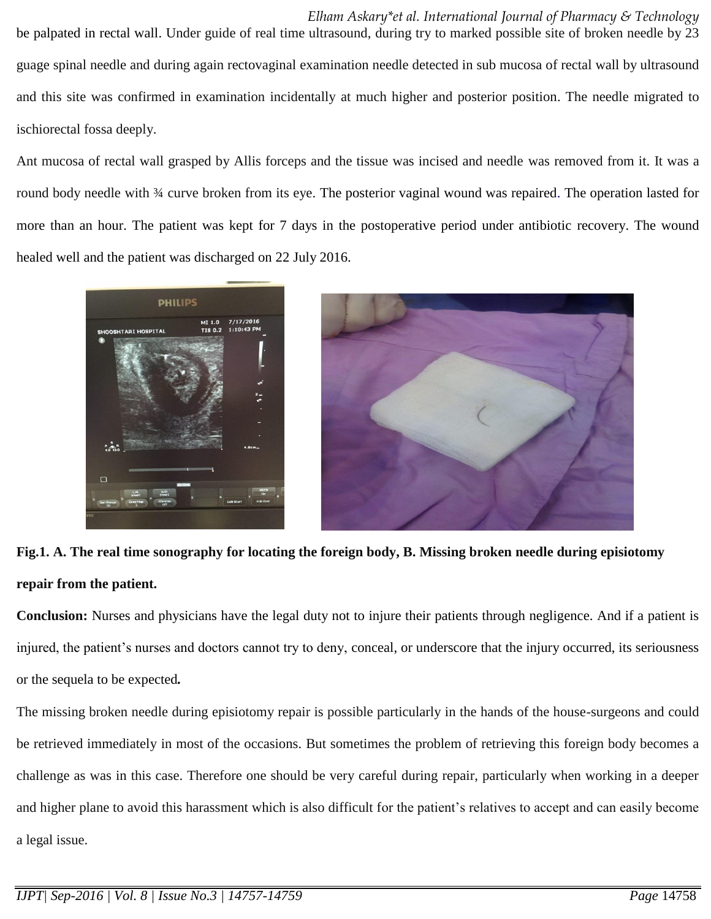be palpated in rectal wall. Under guide of real time ultrasound, during try to marked possible site of broken needle by 23 guage spinal needle and during again rectovaginal examination needle detected in sub mucosa of rectal wall by ultrasound and this site was confirmed in examination incidentally at much higher and posterior position. The needle migrated to ischiorectal fossa deeply.

Ant mucosa of rectal wall grasped by Allis forceps and the tissue was incised and needle was removed from it. It was a round body needle with ¾ curve broken from its eye. The posterior vaginal wound was repaired. The operation lasted for more than an hour. The patient was kept for 7 days in the postoperative period under antibiotic recovery. The wound healed well and the patient was discharged on 22 July 2016.

**Fig.1. A. The real time sonography for locating the foreign body, B. Missing broken needle during episiotomy repair from the patient.**

**Conclusion:** Nurses and physicians have the legal duty not to injure their patients through negligence. And if a patient is injured, the patient's nurses and doctors cannot try to deny, conceal, or underscore that the injury occurred, its seriousness or the sequela to be expected**.**

The missing broken needle during episiotomy repair is possible particularly in the hands of the house-surgeons and could be retrieved immediately in most of the occasions. But sometimes the problem of retrieving this foreign body becomes a challenge as was in this case. Therefore one should be very careful during repair, particularly when working in a deeper and higher plane to avoid this harassment which is also difficult for the patient's relatives to accept and can easily become a legal issue.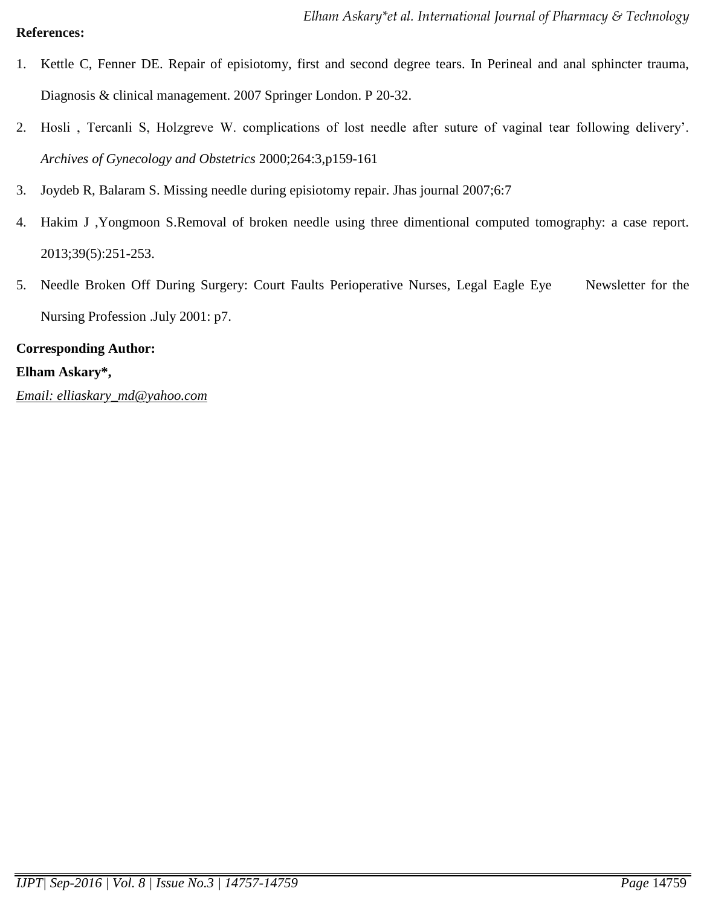**References:**

1. Kettle C, Fenner DE. Repair of episiotomy, first and second degree tears. In Perineal and anal sphincter trauma, Diagnosis & clinical management. 2007 Springer London. P 20-32.
2. Hosli , Tercanli S, Holzgreve W. complications of lost needle after suture of vaginal tear following delivery'. *Archives of Gynecology and Obstetrics* 2000;264:3,p159-161
3. Joydeb R, Balaram S. Missing needle during episiotomy repair. Jhas journal 2007;6:7
4. Hakim J ,Yongmoon S.Removal of broken needle using three dimentional computed tomography: a case report. 2013;39(5):251-253.
5. Needle Broken Off During Surgery: Court Faults Perioperative Nurses, Legal Eagle Eye Newsletter for the Nursing Profession .July 2001: p7.

**Corresponding Author:**

**Elham Askary*,**

*Email: elliaskary_md@yahoo.com*